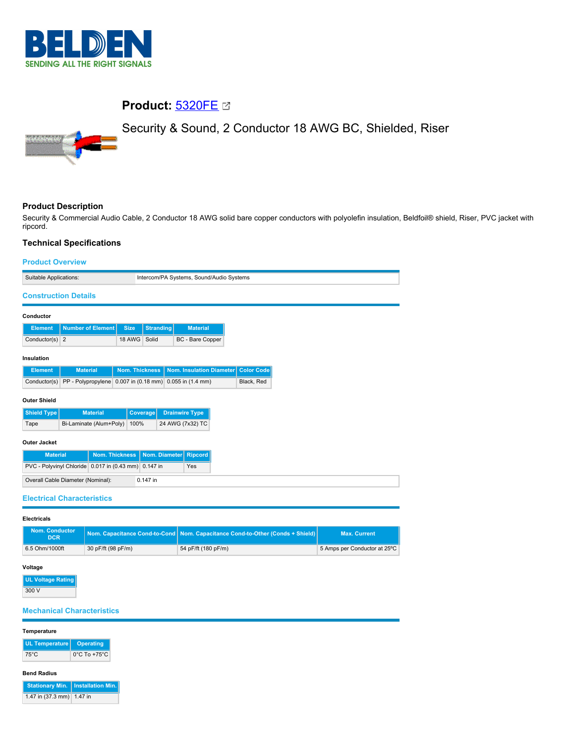# Product: 5320FE

## Security & Sound, 2 Conductor 18 AWG BC, Shielded, Riser

## Product Description

Security & Commercial Audio Cable, 2 Conductor 18 AWG solid bare copper conductors with polyolefin insulation, Beldfoil® shield, Riser, PVC jacket with ripcord.

## Technical Specifications

### Product Overview

| Suitable Applications: | Intercom/PA Systems, Sound/Audio Systems |
|---|---|

### Construction Details

**Conductor**

| Element | Number of Element | Size | Stranding | Material |
|---|---|---|---|---|
| Conductor(s) | 2 | 18 AWG | Solid | BC - Bare Copper |

**Insulation**

| Element | Material | Nom. Thickness | Nom. Insulation Diameter | Color Code |
|---|---|---|---|---|
| Conductor(s) | PP - Polypropylene | 0.007 in (0.18 mm) | 0.055 in (1.4 mm) | Black, Red |

**Outer Shield**

| Shield Type | Material | Coverage | Drainwire Type |
|---|---|---|---|
| Tape | Bi-Laminate (Alum+Poly) | 100% | 24 AWG (7x32) TC |

**Outer Jacket**

| Material | Nom. Thickness | Nom. Diameter | Ripcord |
|---|---|---|---|
| PVC - Polyvinyl Chloride | 0.017 in (0.43 mm) | 0.147 in | Yes |

| Overall Cable Diameter (Nominal): | 0.147 in |
|---|---|

### Electrical Characteristics

**Electricals**

| Nom. Conductor DCR | Nom. Capacitance Cond-to-Cond | Nom. Capacitance Cond-to-Other (Conds + Shield) | Max. Current |
|---|---|---|---|
| 6.5 Ohm/1000ft | 30 pF/ft (98 pF/m) | 54 pF/ft (180 pF/m) | 5 Amps per Conductor at 25ºC |

**Voltage**

| UL Voltage Rating |
|---|
| 300 V |

### Mechanical Characteristics

**Temperature**

| UL Temperature | Operating |
|---|---|
| 75°C | 0°C To +75°C |

**Bend Radius**

| Stationary Min. | Installation Min. |
|---|---|
| 1.47 in (37.3 mm) | 1.47 in |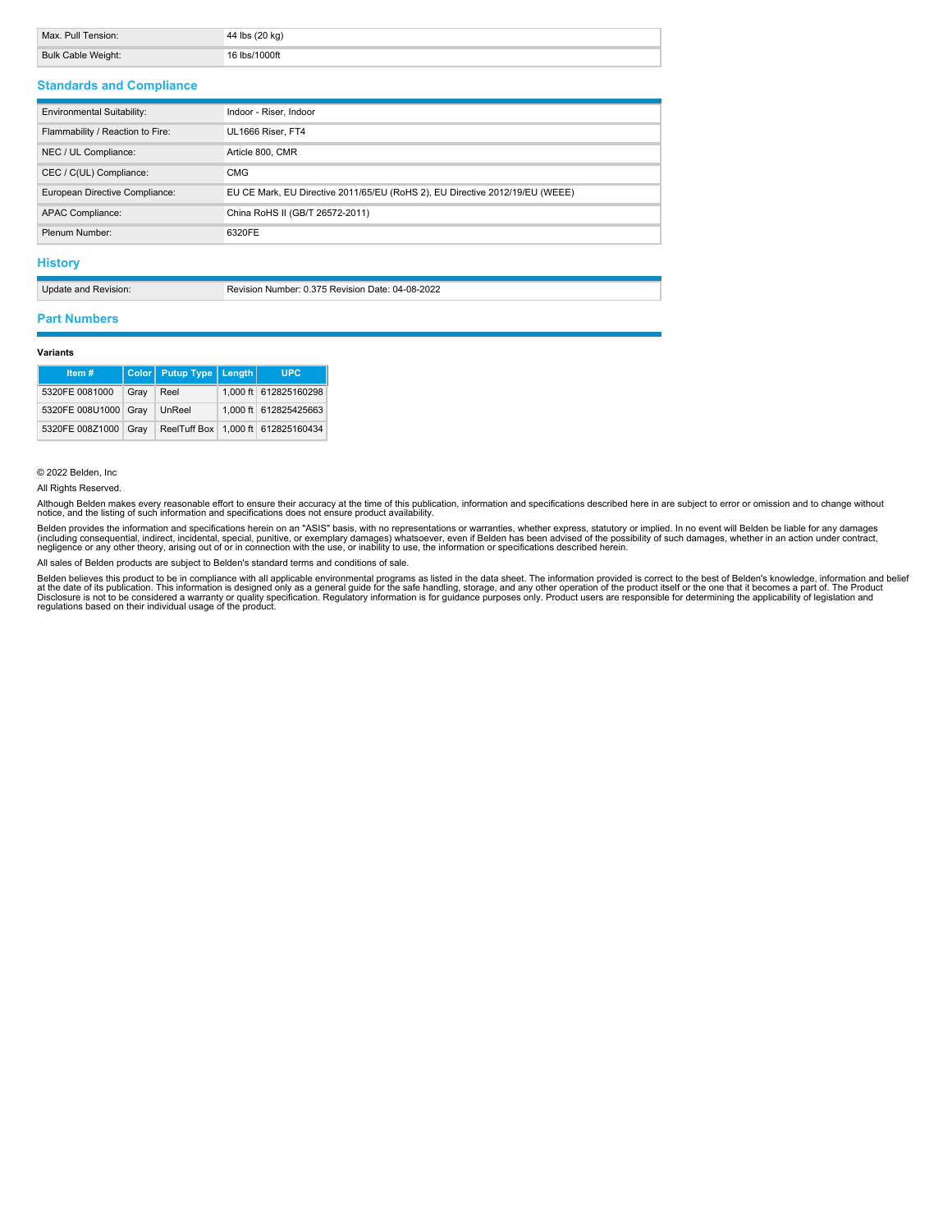| | |
|---|---|
| Max. Pull Tension: | 44 lbs (20 kg) |
| Bulk Cable Weight: | 16 lbs/1000ft |

## Standards and Compliance

| | |
|---|---|
| Environmental Suitability: | Indoor - Riser, Indoor |
| Flammability / Reaction to Fire: | UL1666 Riser, FT4 |
| NEC / UL Compliance: | Article 800, CMR |
| CEC / C(UL) Compliance: | CMG |
| European Directive Compliance: | EU CE Mark, EU Directive 2011/65/EU (RoHS 2), EU Directive 2012/19/EU (WEEE) |
| APAC Compliance: | China RoHS II (GB/T 26572-2011) |
| Plenum Number: | 6320FE |

## History

| | |
|---|---|
| Update and Revision: | Revision Number: 0.375 Revision Date: 04-08-2022 |

## Part Numbers

**Variants**

| Item # | Color | Putup Type | Length | UPC |
|---|---|---|---|---|
| 5320FE 0081000 | Gray | Reel | 1,000 ft | 612825160298 |
| 5320FE 008U1000 | Gray | UnReel | 1,000 ft | 612825425663 |
| 5320FE 008Z1000 | Gray | ReelTuff Box | 1,000 ft | 612825160434 |

© 2022 Belden, Inc

All Rights Reserved.

Although Belden makes every reasonable effort to ensure their accuracy at the time of this publication, information and specifications described here in are subject to error or omission and to change without notice, and the listing of such information and specifications does not ensure product availability.

Belden provides the information and specifications herein on an "ASIS" basis, with no representations or warranties, whether express, statutory or implied. In no event will Belden be liable for any damages (including consequential, indirect, incidental, special, punitive, or exemplary damages) whatsoever, even if Belden has been advised of the possibility of such damages, whether in an action under contract, negligence or any other theory, arising out of or in connection with the use, or inability to use, the information or specifications described herein.

All sales of Belden products are subject to Belden's standard terms and conditions of sale.

Belden believes this product to be in compliance with all applicable environmental programs as listed in the data sheet. The information provided is correct to the best of Belden's knowledge, information and belief at the date of its publication. This information is designed only as a general guide for the safe handling, storage, and any other operation of the product itself or the one that it becomes a part of. The Product Disclosure is not to be considered a warranty or quality specification. Regulatory information is for guidance purposes only. Product users are responsible for determining the applicability of legislation and regulations based on their individual usage of the product.